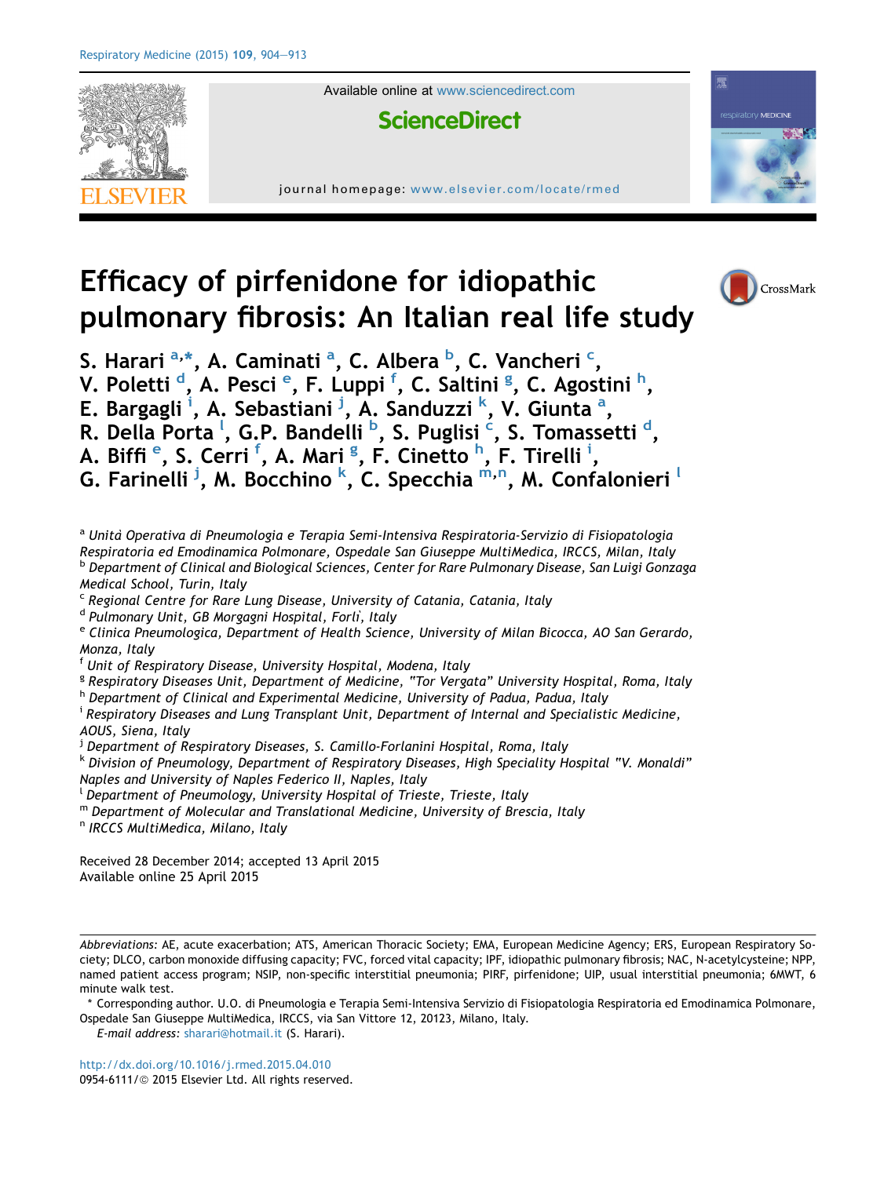# Efficacy of pirfenidone for idiopathic pulmonary fibrosis: An Italian real life study

S. Harari [a,*], A. Caminati [a], C. Albera [b], C. Vancheri [c], V. Poletti [d], A. Pesci [e], F. Luppi [f], C. Saltini [g], C. Agostini [h], E. Bargagli [i], A. Sebastiani [j], A. Sanduzzi [k], V. Giunta [a], R. Della Porta [l], G.P. Bandelli [b], S. Puglisi [c], S. Tomassetti [d], A. Biffi [e], S. Cerri [f], A. Mari [g], F. Cinetto [h], F. Tirelli [i], G. Farinelli [j], M. Bocchino [k], C. Specchia [m,n], M. Confalonieri [l]

[a] *Unità Operativa di Pneumologia e Terapia Semi-Intensiva Respiratoria-Servizio di Fisiopatologia Respiratoria ed Emodinamica Polmonare, Ospedale San Giuseppe MultiMedica, IRCCS, Milan, Italy*
[b] *Department of Clinical and Biological Sciences, Center for Rare Pulmonary Disease, San Luigi Gonzaga Medical School, Turin, Italy*
[c] *Regional Centre for Rare Lung Disease, University of Catania, Catania, Italy*
[d] *Pulmonary Unit, GB Morgagni Hospital, Forlì, Italy*
[e] *Clinica Pneumologica, Department of Health Science, University of Milan Bicocca, AO San Gerardo, Monza, Italy*
[f] *Unit of Respiratory Disease, University Hospital, Modena, Italy*
[g] *Respiratory Diseases Unit, Department of Medicine, "Tor Vergata" University Hospital, Roma, Italy*
[h] *Department of Clinical and Experimental Medicine, University of Padua, Padua, Italy*
[i] *Respiratory Diseases and Lung Transplant Unit, Department of Internal and Specialistic Medicine, AOUS, Siena, Italy*
[j] *Department of Respiratory Diseases, S. Camillo-Forlanini Hospital, Roma, Italy*
[k] *Division of Pneumology, Department of Respiratory Diseases, High Speciality Hospital "V. Monaldi" Naples and University of Naples Federico II, Naples, Italy*
[l] *Department of Pneumology, University Hospital of Trieste, Trieste, Italy*
[m] *Department of Molecular and Translational Medicine, University of Brescia, Italy*
[n] *IRCCS MultiMedica, Milano, Italy*

Received 28 December 2014; accepted 13 April 2015
Available online 25 April 2015

*Abbreviations:* AE, acute exacerbation; ATS, American Thoracic Society; EMA, European Medicine Agency; ERS, European Respiratory Society; DLCO, carbon monoxide diffusing capacity; FVC, forced vital capacity; IPF, idiopathic pulmonary fibrosis; NAC, N-acetylcysteine; NPP, named patient access program; NSIP, non-specific interstitial pneumonia; PIRF, pirfenidone; UIP, usual interstitial pneumonia; 6MWT, 6 minute walk test.

\* Corresponding author. U.O. di Pneumologia e Terapia Semi-Intensiva Servizio di Fisiopatologia Respiratoria ed Emodinamica Polmonare, Ospedale San Giuseppe MultiMedica, IRCCS, via San Vittore 12, 20123, Milano, Italy.

*E-mail address:* sharari@hotmail.it (S. Harari).

http://dx.doi.org/10.1016/j.rmed.2015.04.010
0954-6111/© 2015 Elsevier Ltd. All rights reserved.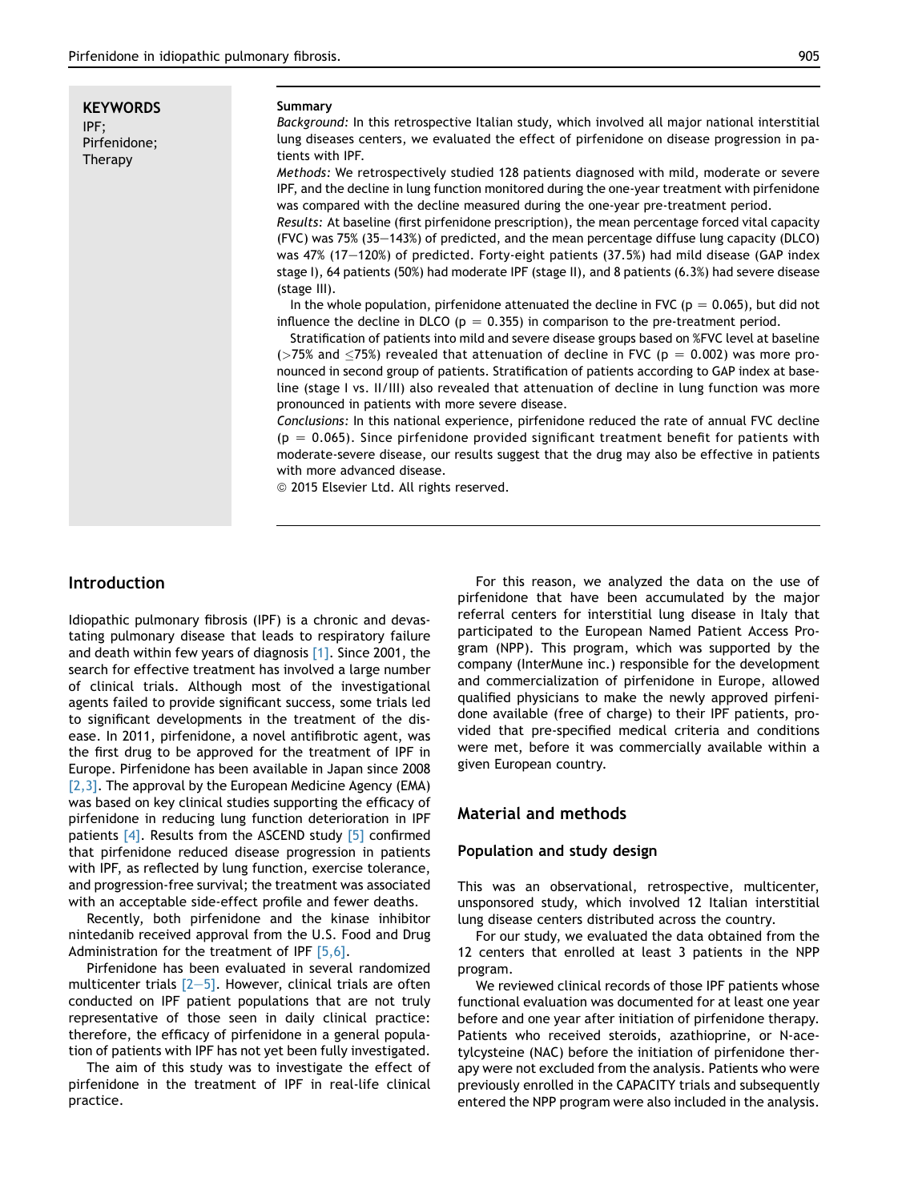**KEYWORDS**
IPF;
Pirfenidone;
Therapy

**Summary**

*Background:* In this retrospective Italian study, which involved all major national interstitial lung diseases centers, we evaluated the effect of pirfenidone on disease progression in patients with IPF.

*Methods:* We retrospectively studied 128 patients diagnosed with mild, moderate or severe IPF, and the decline in lung function monitored during the one-year treatment with pirfenidone was compared with the decline measured during the one-year pre-treatment period.

*Results:* At baseline (first pirfenidone prescription), the mean percentage forced vital capacity (FVC) was 75% (35–143%) of predicted, and the mean percentage diffuse lung capacity (DLCO) was 47% (17–120%) of predicted. Forty-eight patients (37.5%) had mild disease (GAP index stage I), 64 patients (50%) had moderate IPF (stage II), and 8 patients (6.3%) had severe disease (stage III).

In the whole population, pirfenidone attenuated the decline in FVC ($p = 0.065$), but did not influence the decline in DLCO ($p = 0.355$) in comparison to the pre-treatment period.

Stratification of patients into mild and severe disease groups based on %FVC level at baseline ($>75\%$ and $\leq 75\%$) revealed that attenuation of decline in FVC ($p = 0.002$) was more pronounced in second group of patients. Stratification of patients according to GAP index at baseline (stage I vs. II/III) also revealed that attenuation of decline in lung function was more pronounced in patients with more severe disease.

*Conclusions:* In this national experience, pirfenidone reduced the rate of annual FVC decline ($p = 0.065$). Since pirfenidone provided significant treatment benefit for patients with moderate-severe disease, our results suggest that the drug may also be effective in patients with more advanced disease.

© 2015 Elsevier Ltd. All rights reserved.

## Introduction

Idiopathic pulmonary fibrosis (IPF) is a chronic and devastating pulmonary disease that leads to respiratory failure and death within few years of diagnosis [1]. Since 2001, the search for effective treatment has involved a large number of clinical trials. Although most of the investigational agents failed to provide significant success, some trials led to significant developments in the treatment of the disease. In 2011, pirfenidone, a novel antifibrotic agent, was the first drug to be approved for the treatment of IPF in Europe. Pirfenidone has been available in Japan since 2008 [2,3]. The approval by the European Medicine Agency (EMA) was based on key clinical studies supporting the efficacy of pirfenidone in reducing lung function deterioration in IPF patients [4]. Results from the ASCEND study [5] confirmed that pirfenidone reduced disease progression in patients with IPF, as reflected by lung function, exercise tolerance, and progression-free survival; the treatment was associated with an acceptable side-effect profile and fewer deaths.

Recently, both pirfenidone and the kinase inhibitor nintedanib received approval from the U.S. Food and Drug Administration for the treatment of IPF [5,6].

Pirfenidone has been evaluated in several randomized multicenter trials [2–5]. However, clinical trials are often conducted on IPF patient populations that are not truly representative of those seen in daily clinical practice: therefore, the efficacy of pirfenidone in a general population of patients with IPF has not yet been fully investigated.

The aim of this study was to investigate the effect of pirfenidone in the treatment of IPF in real-life clinical practice.

For this reason, we analyzed the data on the use of pirfenidone that have been accumulated by the major referral centers for interstitial lung disease in Italy that participated to the European Named Patient Access Program (NPP). This program, which was supported by the company (InterMune inc.) responsible for the development and commercialization of pirfenidone in Europe, allowed qualified physicians to make the newly approved pirfenidone available (free of charge) to their IPF patients, provided that pre-specified medical criteria and conditions were met, before it was commercially available within a given European country.

## Material and methods

### Population and study design

This was an observational, retrospective, multicenter, unsponsored study, which involved 12 Italian interstitial lung disease centers distributed across the country.

For our study, we evaluated the data obtained from the 12 centers that enrolled at least 3 patients in the NPP program.

We reviewed clinical records of those IPF patients whose functional evaluation was documented for at least one year before and one year after initiation of pirfenidone therapy. Patients who received steroids, azathioprine, or N-acetylcysteine (NAC) before the initiation of pirfenidone therapy were not excluded from the analysis. Patients who were previously enrolled in the CAPACITY trials and subsequently entered the NPP program were also included in the analysis.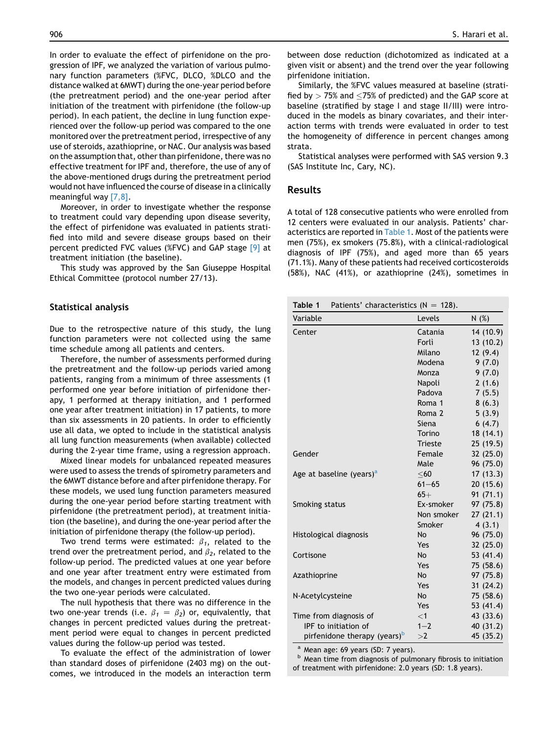In order to evaluate the effect of pirfenidone on the progression of IPF, we analyzed the variation of various pulmonary function parameters (%FVC, DLCO, %DLCO and the distance walked at 6MWT) during the one-year period before (the pretreatment period) and the one-year period after initiation of the treatment with pirfenidone (the follow-up period). In each patient, the decline in lung function experienced over the follow-up period was compared to the one monitored over the pretreatment period, irrespective of any use of steroids, azathioprine, or NAC. Our analysis was based on the assumption that, other than pirfenidone, there was no effective treatment for IPF and, therefore, the use of any of the above-mentioned drugs during the pretreatment period would not have influenced the course of disease in a clinically meaningful way [7,8].

Moreover, in order to investigate whether the response to treatment could vary depending upon disease severity, the effect of pirfenidone was evaluated in patients stratified into mild and severe disease groups based on their percent predicted FVC values (%FVC) and GAP stage [9] at treatment initiation (the baseline).

This study was approved by the San Giuseppe Hospital Ethical Committee (protocol number 27/13).

### Statistical analysis

Due to the retrospective nature of this study, the lung function parameters were not collected using the same time schedule among all patients and centers.

Therefore, the number of assessments performed during the pretreatment and the follow-up periods varied among patients, ranging from a minimum of three assessments (1 performed one year before initiation of pirfenidone therapy, 1 performed at therapy initiation, and 1 performed one year after treatment initiation) in 17 patients, to more than six assessments in 20 patients. In order to efficiently use all data, we opted to include in the statistical analysis all lung function measurements (when available) collected during the 2-year time frame, using a regression approach.

Mixed linear models for unbalanced repeated measures were used to assess the trends of spirometry parameters and the 6MWT distance before and after pirfenidone therapy. For these models, we used lung function parameters measured during the one-year period before starting treatment with pirfenidone (the pretreatment period), at treatment initiation (the baseline), and during the one-year period after the initiation of pirfenidone therapy (the follow-up period).

Two trend terms were estimated: $\beta_1$, related to the trend over the pretreatment period, and $\beta_2$, related to the follow-up period. The predicted values at one year before and one year after treatment entry were estimated from the models, and changes in percent predicted values during the two one-year periods were calculated.

The null hypothesis that there was no difference in the two one-year trends (i.e. $\beta_1 = \beta_2$) or, equivalently, that changes in percent predicted values during the pretreatment period were equal to changes in percent predicted values during the follow-up period was tested.

To evaluate the effect of the administration of lower than standard doses of pirfenidone (2403 mg) on the outcomes, we introduced in the models an interaction term between dose reduction (dichotomized as indicated at a given visit or absent) and the trend over the year following pirfenidone initiation.

Similarly, the %FVC values measured at baseline (stratified by > 75% and ≤75% of predicted) and the GAP score at baseline (stratified by stage I and stage II/III) were introduced in the models as binary covariates, and their interaction terms with trends were evaluated in order to test the homogeneity of difference in percent changes among strata.

Statistical analyses were performed with SAS version 9.3 (SAS Institute Inc, Cary, NC).

## Results

A total of 128 consecutive patients who were enrolled from 12 centers were evaluated in our analysis. Patients' characteristics are reported in Table 1. Most of the patients were men (75%), ex smokers (75.8%), with a clinical-radiological diagnosis of IPF (75%), and aged more than 65 years (71.1%). Many of these patients had received corticosteroids (58%), NAC (41%), or azathioprine (24%), sometimes in

**Table 1** Patients' characteristics (N = 128).

| Variable | Levels | N (%) |
|---|---|---|
| Center | Catania | 14 (10.9) |
| | Forlì | 13 (10.2) |
| | Milano | 12 (9.4) |
| | Modena | 9 (7.0) |
| | Monza | 9 (7.0) |
| | Napoli | 2 (1.6) |
| | Padova | 7 (5.5) |
| | Roma 1 | 8 (6.3) |
| | Roma 2 | 5 (3.9) |
| | Siena | 6 (4.7) |
| | Torino | 18 (14.1) |
| | Trieste | 25 (19.5) |
| Gender | Female | 32 (25.0) |
| | Male | 96 (75.0) |
| Age at baseline (years)[a] | ≤60 | 17 (13.3) |
| | 61–65 | 20 (15.6) |
| | 65+ | 91 (71.1) |
| Smoking status | Ex-smoker | 97 (75.8) |
| | Non smoker | 27 (21.1) |
| | Smoker | 4 (3.1) |
| Histological diagnosis | No | 96 (75.0) |
| | Yes | 32 (25.0) |
| Cortisone | No | 53 (41.4) |
| | Yes | 75 (58.6) |
| Azathioprine | No | 97 (75.8) |
| | Yes | 31 (24.2) |
| N-Acetylcysteine | No | 75 (58.6) |
| | Yes | 53 (41.4) |
| Time from diagnosis of IPF to initiation of pirfenidone therapy (years)[b] | <1 | 43 (33.6) |
| | 1–2 | 40 (31.2) |
| | >2 | 45 (35.2) |

[a] Mean age: 69 years (SD: 7 years).
[b] Mean time from diagnosis of pulmonary fibrosis to initiation of treatment with pirfenidone: 2.0 years (SD: 1.8 years).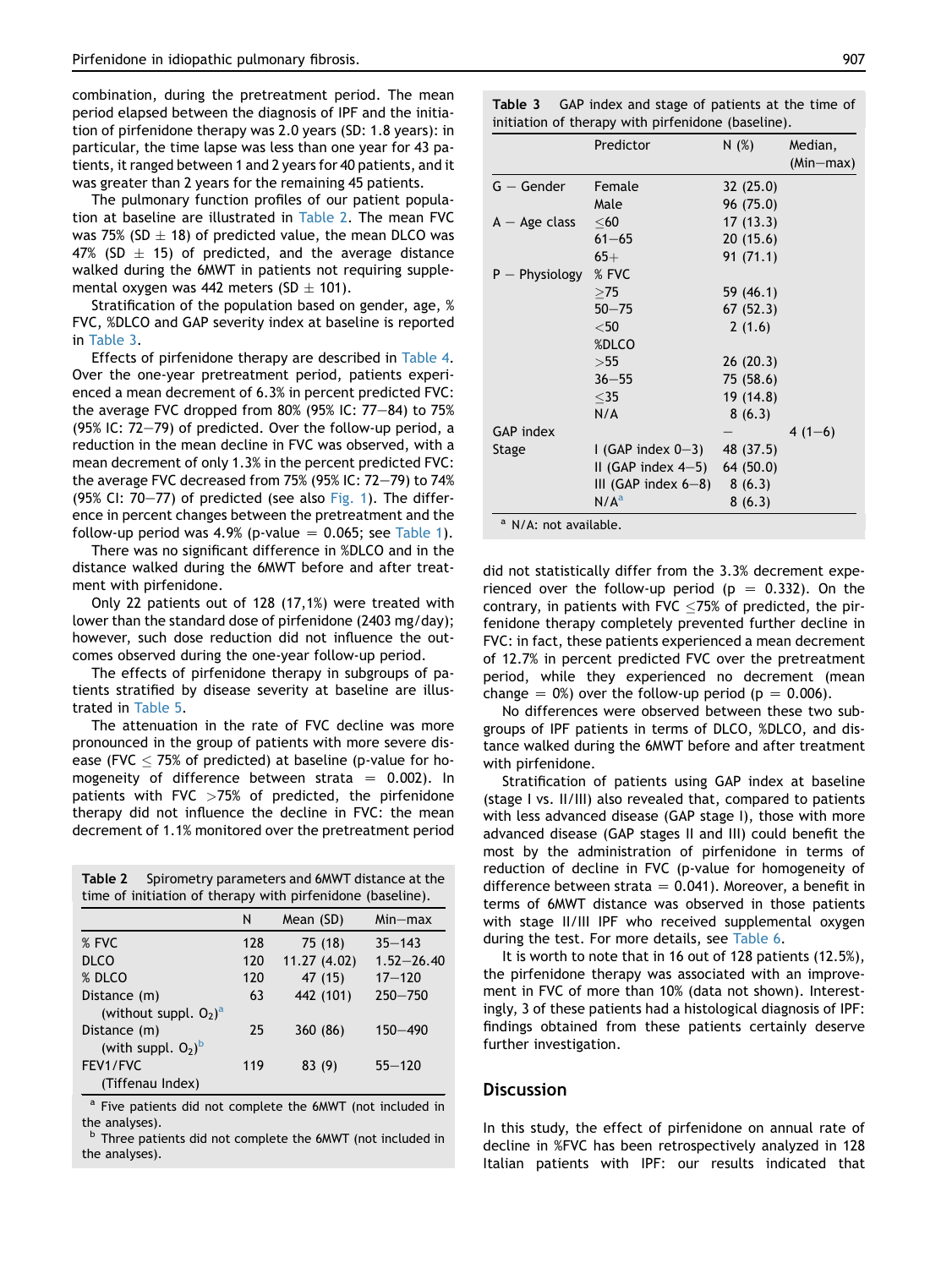combination, during the pretreatment period. The mean period elapsed between the diagnosis of IPF and the initiation of pirfenidone therapy was 2.0 years (SD: 1.8 years): in particular, the time lapse was less than one year for 43 patients, it ranged between 1 and 2 years for 40 patients, and it was greater than 2 years for the remaining 45 patients.

The pulmonary function profiles of our patient population at baseline are illustrated in Table 2. The mean FVC was 75% (SD $\pm$ 18) of predicted value, the mean DLCO was 47% (SD $\pm$ 15) of predicted, and the average distance walked during the 6MWT in patients not requiring supplemental oxygen was 442 meters (SD $\pm$ 101).

Stratification of the population based on gender, age, % FVC, %DLCO and GAP severity index at baseline is reported in Table 3.

Effects of pirfenidone therapy are described in Table 4. Over the one-year pretreatment period, patients experienced a mean decrement of 6.3% in percent predicted FVC: the average FVC dropped from 80% (95% IC: 77–84) to 75% (95% IC: 72–79) of predicted. Over the follow-up period, a reduction in the mean decline in FVC was observed, with a mean decrement of only 1.3% in the percent predicted FVC: the average FVC decreased from 75% (95% IC: 72–79) to 74% (95% CI: 70–77) of predicted (see also Fig. 1). The difference in percent changes between the pretreatment and the follow-up period was 4.9% (p-value = 0.065; see Table 1).

There was no significant difference in %DLCO and in the distance walked during the 6MWT before and after treatment with pirfenidone.

Only 22 patients out of 128 (17,1%) were treated with lower than the standard dose of pirfenidone (2403 mg/day); however, such dose reduction did not influence the outcomes observed during the one-year follow-up period.

The effects of pirfenidone therapy in subgroups of patients stratified by disease severity at baseline are illustrated in Table 5.

The attenuation in the rate of FVC decline was more pronounced in the group of patients with more severe disease (FVC $\leq$ 75% of predicted) at baseline (p-value for homogeneity of difference between strata = 0.002). In patients with FVC >75% of predicted, the pirfenidone therapy did not influence the decline in FVC: the mean decrement of 1.1% monitored over the pretreatment period did not statistically differ from the 3.3% decrement experienced over the follow-up period (p = 0.332). On the contrary, in patients with FVC $\leq$75% of predicted, the pirfenidone therapy completely prevented further decline in FVC: in fact, these patients experienced a mean decrement of 12.7% in percent predicted FVC over the pretreatment period, while they experienced no decrement (mean change = 0%) over the follow-up period (p = 0.006).

No differences were observed between these two subgroups of IPF patients in terms of DLCO, %DLCO, and distance walked during the 6MWT before and after treatment with pirfenidone.

Stratification of patients using GAP index at baseline (stage I vs. II/III) also revealed that, compared to patients with less advanced disease (GAP stage I), those with more advanced disease (GAP stages II and III) could benefit the most by the administration of pirfenidone in terms of reduction of decline in FVC (p-value for homogeneity of difference between strata = 0.041). Moreover, a benefit in terms of 6MWT distance was observed in those patients with stage II/III IPF who received supplemental oxygen during the test. For more details, see Table 6.

It is worth to note that in 16 out of 128 patients (12.5%), the pirfenidone therapy was associated with an improvement in FVC of more than 10% (data not shown). Interestingly, 3 of these patients had a histological diagnosis of IPF: findings obtained from these patients certainly deserve further investigation.

**Table 2** Spirometry parameters and 6MWT distance at the time of initiation of therapy with pirfenidone (baseline).

| | N | Mean (SD) | Min–max |
|---|---|---|---|
| % FVC | 128 | 75 (18) | 35–143 |
| DLCO | 120 | 11.27 (4.02) | 1.52–26.40 |
| % DLCO | 120 | 47 (15) | 17–120 |
| Distance (m) (without suppl. $O_2$)[a] | 63 | 442 (101) | 250–750 |
| Distance (m) (with suppl. $O_2$)[b] | 25 | 360 (86) | 150–490 |
| FEV1/FVC (Tiffenau Index) | 119 | 83 (9) | 55–120 |

[a] Five patients did not complete the 6MWT (not included in the analyses).
[b] Three patients did not complete the 6MWT (not included in the analyses).

**Table 3** GAP index and stage of patients at the time of initiation of therapy with pirfenidone (baseline).

| | Predictor | N (%) | Median, (Min–max) |
|---|---|---|---|
| G – Gender | Female | 32 (25.0) | |
| | Male | 96 (75.0) | |
| A – Age class | ≤60 | 17 (13.3) | |
| | 61–65 | 20 (15.6) | |
| | 65+ | 91 (71.1) | |
| P – Physiology | % FVC | | |
| | ≥75 | 59 (46.1) | |
| | 50–75 | 67 (52.3) | |
| | <50 | 2 (1.6) | |
| | %DLCO | | |
| | >55 | 26 (20.3) | |
| | 36–55 | 75 (58.6) | |
| | ≤35 | 19 (14.8) | |
| | N/A | 8 (6.3) | |
| GAP index | | – | 4 (1–6) |
| Stage | I (GAP index 0–3) | 48 (37.5) | |
| | II (GAP index 4–5) | 64 (50.0) | |
| | III (GAP index 6–8) | 8 (6.3) | |
| | N/A[a] | 8 (6.3) | |

[a] N/A: not available.

## Discussion

In this study, the effect of pirfenidone on annual rate of decline in %FVC has been retrospectively analyzed in 128 Italian patients with IPF: our results indicated that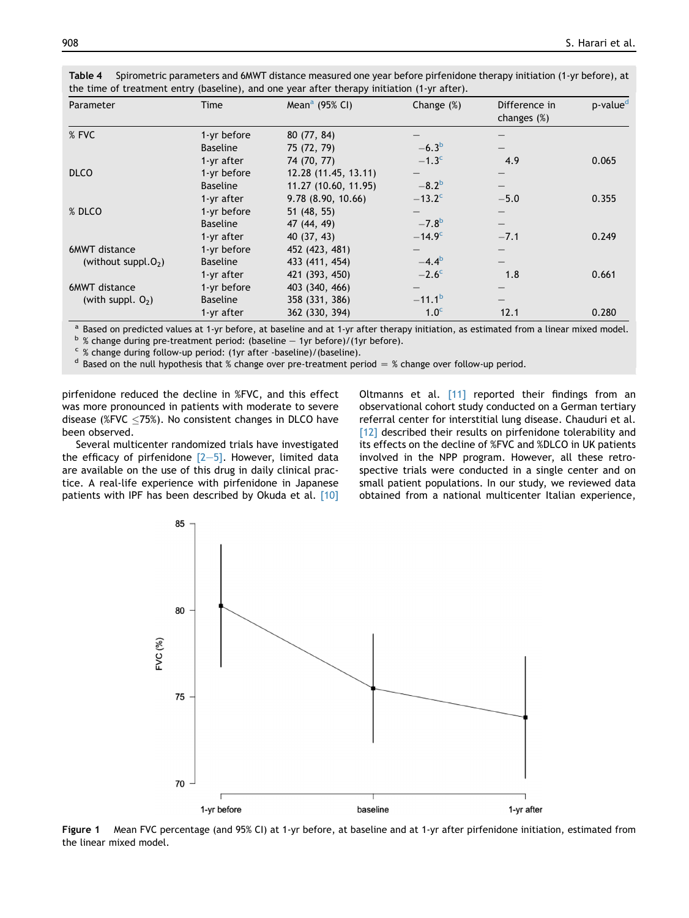**Table 4** Spirometric parameters and 6MWT distance measured one year before pirfenidone therapy initiation (1-yr before), at the time of treatment entry (baseline), and one year after therapy initiation (1-yr after).

| Parameter | Time | Mean[a] (95% CI) | Change (%) | Difference in changes (%) | p-value[d] |
|---|---|---|---|---|---|
| % FVC | 1-yr before | 80 (77, 84) | — | — | |
| | Baseline | 75 (72, 79) | −6.3[b] | — | |
| | 1-yr after | 74 (70, 77) | −1.3[c] | 4.9 | 0.065 |
| DLCO | 1-yr before | 12.28 (11.45, 13.11) | — | — | |
| | Baseline | 11.27 (10.60, 11.95) | −8.2[b] | — | |
| | 1-yr after | 9.78 (8.90, 10.66) | −13.2[c] | −5.0 | 0.355 |
| % DLCO | 1-yr before | 51 (48, 55) | — | — | |
| | Baseline | 47 (44, 49) | −7.8[b] | — | |
| | 1-yr after | 40 (37, 43) | −14.9[c] | −7.1 | 0.249 |
| 6MWT distance (without suppl.$O_2$) | 1-yr before | 452 (423, 481) | — | — | |
| | Baseline | 433 (411, 454) | −4.4[b] | — | |
| | 1-yr after | 421 (393, 450) | −2.6[c] | 1.8 | 0.661 |
| 6MWT distance (with suppl. $O_2$) | 1-yr before | 403 (340, 466) | — | — | |
| | Baseline | 358 (331, 386) | −11.1[b] | — | |
| | 1-yr after | 362 (330, 394) | 1.0[c] | 12.1 | 0.280 |

[a] Based on predicted values at 1-yr before, at baseline and at 1-yr after therapy initiation, as estimated from a linear mixed model.
[b] % change during pre-treatment period: (baseline − 1yr before)/(1yr before).
[c] % change during follow-up period: (1yr after -baseline)/(baseline).
[d] Based on the null hypothesis that % change over pre-treatment period = % change over follow-up period.

pirfenidone reduced the decline in %FVC, and this effect was more pronounced in patients with moderate to severe disease (%FVC ≤75%). No consistent changes in DLCO have been observed.

Several multicenter randomized trials have investigated the efficacy of pirfenidone [2–5]. However, limited data are available on the use of this drug in daily clinical practice. A real-life experience with pirfenidone in Japanese patients with IPF has been described by Okuda et al. [10] Oltmanns et al. [11] reported their findings from an observational cohort study conducted on a German tertiary referral center for interstitial lung disease. Chauduri et al. [12] described their results on pirfenidone tolerability and its effects on the decline of %FVC and %DLCO in UK patients involved in the NPP program. However, all these retrospective trials were conducted in a single center and on small patient populations. In our study, we reviewed data obtained from a national multicenter Italian experience,

**Figure 1** Mean FVC percentage (and 95% CI) at 1-yr before, at baseline and at 1-yr after pirfenidone initiation, estimated from the linear mixed model.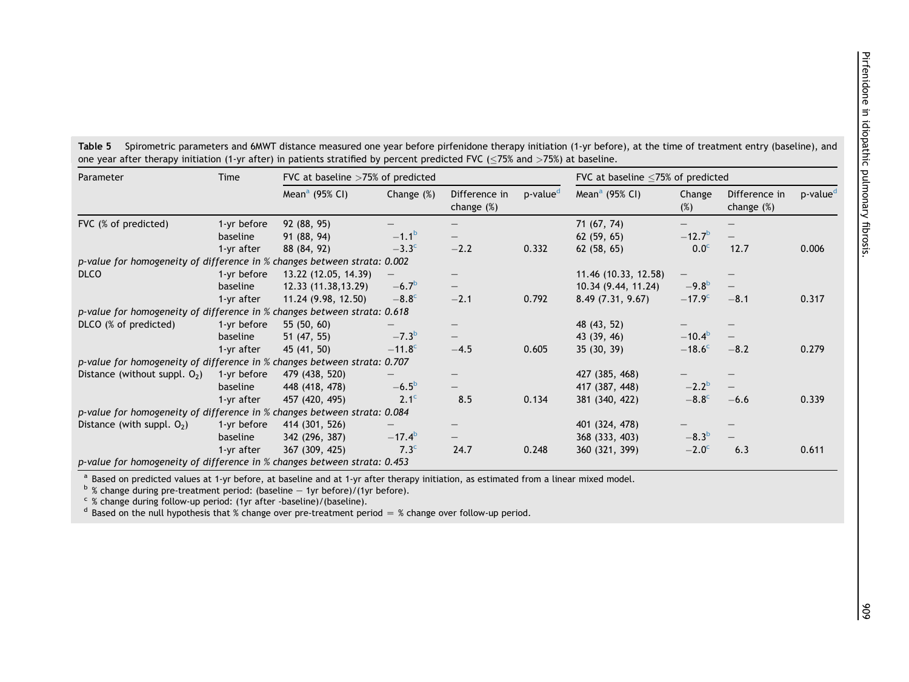**Table 5** Spirometric parameters and 6MWT distance measured one year before pirfenidone therapy initiation (1-yr before), at the time of treatment entry (baseline), and one year after therapy initiation (1-yr after) in patients stratified by percent predicted FVC (≤75% and >75%) at baseline.

| Parameter | Time | FVC at baseline >75% of predicted | | | | FVC at baseline ≤75% of predicted | | | |
|---|---|---|---|---|---|---|---|---|---|
| | | Mean[a] (95% CI) | Change (%) | Difference in change (%) | p-value[d] | Mean[a] (95% CI) | Change (%) | Difference in change (%) | p-value[d] |
| FVC (% of predicted) | 1-yr before | 92 (88, 95) | – | – | | 71 (67, 74) | – | – | |
| | baseline | 91 (88, 94) | −1.1[b] | – | | 62 (59, 65) | −12.7[b] | – | |
| | 1-yr after | 88 (84, 92) | −3.3[c] | −2.2 | 0.332 | 62 (58, 65) | 0.0[c] | 12.7 | 0.006 |
| *p-value for homogeneity of difference in % changes between strata: 0.002* | | | | | | | | | |
| DLCO | 1-yr before | 13.22 (12.05, 14.39) | – | – | | 11.46 (10.33, 12.58) | – | – | |
| | baseline | 12.33 (11.38,13.29) | −6.7[b] | – | | 10.34 (9.44, 11.24) | −9.8[b] | – | |
| | 1-yr after | 11.24 (9.98, 12.50) | −8.8[c] | −2.1 | 0.792 | 8.49 (7.31, 9.67) | −17.9[c] | −8.1 | 0.317 |
| *p-value for homogeneity of difference in % changes between strata: 0.618* | | | | | | | | | |
| DLCO (% of predicted) | 1-yr before | 55 (50, 60) | – | – | | 48 (43, 52) | – | – | |
| | baseline | 51 (47, 55) | −7.3[b] | – | | 43 (39, 46) | −10.4[b] | – | |
| | 1-yr after | 45 (41, 50) | −11.8[c] | −4.5 | 0.605 | 35 (30, 39) | −18.6[c] | −8.2 | 0.279 |
| *p-value for homogeneity of difference in % changes between strata: 0.707* | | | | | | | | | |
| Distance (without suppl. $O_2$) | 1-yr before | 479 (438, 520) | – | – | | 427 (385, 468) | – | – | |
| | baseline | 448 (418, 478) | −6.5[b] | – | | 417 (387, 448) | −2.2[b] | – | |
| | 1-yr after | 457 (420, 495) | 2.1[c] | 8.5 | 0.134 | 381 (340, 422) | −8.8[c] | −6.6 | 0.339 |
| *p-value for homogeneity of difference in % changes between strata: 0.084* | | | | | | | | | |
| Distance (with suppl. $O_2$) | 1-yr before | 414 (301, 526) | – | – | | 401 (324, 478) | – | – | |
| | baseline | 342 (296, 387) | −17.4[b] | – | | 368 (333, 403) | −8.3[b] | – | |
| | 1-yr after | 367 (309, 425) | 7.3[c] | 24.7 | 0.248 | 360 (321, 399) | −2.0[c] | 6.3 | 0.611 |
| *p-value for homogeneity of difference in % changes between strata: 0.453* | | | | | | | | | |

[a] Based on predicted values at 1-yr before, at baseline and at 1-yr after therapy initiation, as estimated from a linear mixed model.
[b] % change during pre-treatment period: (baseline − 1yr before)/(1yr before).
[c] % change during follow-up period: (1yr after -baseline)/(baseline).
[d] Based on the null hypothesis that % change over pre-treatment period = % change over follow-up period.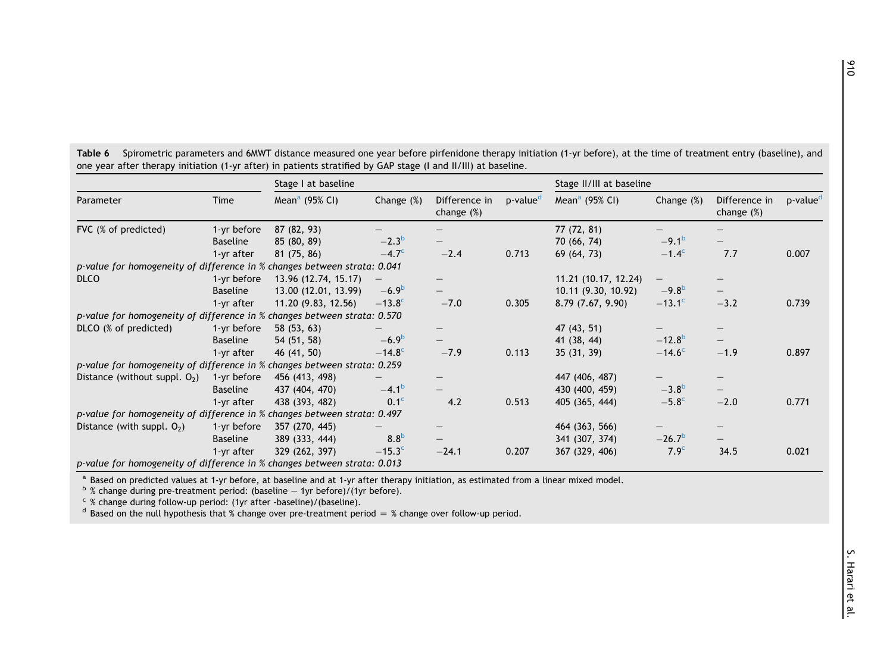**Table 6** Spirometric parameters and 6MWT distance measured one year before pirfenidone therapy initiation (1-yr before), at the time of treatment entry (baseline), and one year after therapy initiation (1-yr after) in patients stratified by GAP stage (I and II/III) at baseline.

| Parameter | Time | Stage I at baseline | | | | Stage II/III at baseline | | | |
|---|---|---|---|---|---|---|---|---|---|
| | | Mean[a] (95% CI) | Change (%) | Difference in change (%) | p-value[d] | Mean[a] (95% CI) | Change (%) | Difference in change (%) | p-value[d] |
| FVC (% of predicted) | 1-yr before | 87 (82, 93) | – | – | | 77 (72, 81) | – | – | |
| | Baseline | 85 (80, 89) | −2.3[b] | – | | 70 (66, 74) | −9.1[b] | – | |
| | 1-yr after | 81 (75, 86) | −4.7[c] | −2.4 | 0.713 | 69 (64, 73) | −1.4[c] | 7.7 | 0.007 |
| *p-value for homogeneity of difference in % changes between strata: 0.041* | | | | | | | | | |
| DLCO | 1-yr before | 13.96 (12.74, 15.17) | – | – | | 11.21 (10.17, 12.24) | – | – | |
| | Baseline | 13.00 (12.01, 13.99) | −6.9[b] | – | | 10.11 (9.30, 10.92) | −9.8[b] | – | |
| | 1-yr after | 11.20 (9.83, 12.56) | −13.8[c] | −7.0 | 0.305 | 8.79 (7.67, 9.90) | −13.1[c] | −3.2 | 0.739 |
| *p-value for homogeneity of difference in % changes between strata: 0.570* | | | | | | | | | |
| DLCO (% of predicted) | 1-yr before | 58 (53, 63) | – | – | | 47 (43, 51) | – | – | |
| | Baseline | 54 (51, 58) | −6.9[b] | – | | 41 (38, 44) | −12.8[b] | – | |
| | 1-yr after | 46 (41, 50) | −14.8[c] | −7.9 | 0.113 | 35 (31, 39) | −14.6[c] | −1.9 | 0.897 |
| *p-value for homogeneity of difference in % changes between strata: 0.259* | | | | | | | | | |
| Distance (without suppl. $O_2$) | 1-yr before | 456 (413, 498) | – | – | | 447 (406, 487) | – | – | |
| | Baseline | 437 (404, 470) | −4.1[b] | – | | 430 (400, 459) | −3.8[b] | – | |
| | 1-yr after | 438 (393, 482) | 0.1[c] | 4.2 | 0.513 | 405 (365, 444) | −5.8[c] | −2.0 | 0.771 |
| *p-value for homogeneity of difference in % changes between strata: 0.497* | | | | | | | | | |
| Distance (with suppl. $O_2$) | 1-yr before | 357 (270, 445) | – | – | | 464 (363, 566) | – | – | |
| | Baseline | 389 (333, 444) | 8.8[b] | – | | 341 (307, 374) | −26.7[b] | – | |
| | 1-yr after | 329 (262, 397) | −15.3[c] | −24.1 | 0.207 | 367 (329, 406) | 7.9[c] | 34.5 | 0.021 |
| *p-value for homogeneity of difference in % changes between strata: 0.013* | | | | | | | | | |

[a] Based on predicted values at 1-yr before, at baseline and at 1-yr after therapy initiation, as estimated from a linear mixed model.
[b] % change during pre-treatment period: (baseline − 1yr before)/(1yr before).
[c] % change during follow-up period: (1yr after -baseline)/(baseline).
[d] Based on the null hypothesis that % change over pre-treatment period = % change over follow-up period.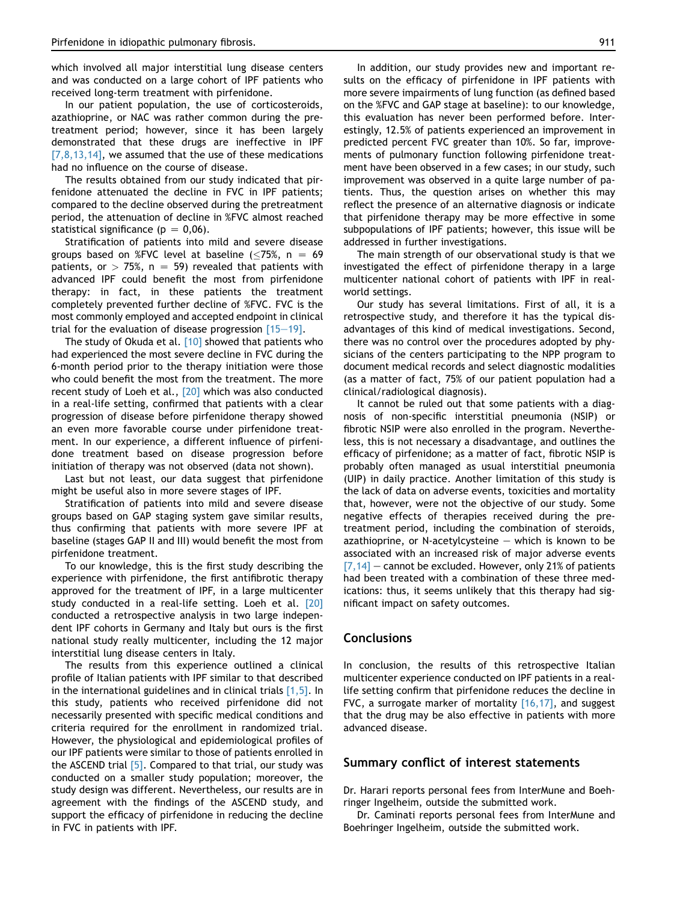which involved all major interstitial lung disease centers and was conducted on a large cohort of IPF patients who received long-term treatment with pirfenidone.

In our patient population, the use of corticosteroids, azathioprine, or NAC was rather common during the pretreatment period; however, since it has been largely demonstrated that these drugs are ineffective in IPF [7,8,13,14], we assumed that the use of these medications had no influence on the course of disease.

The results obtained from our study indicated that pirfenidone attenuated the decline in FVC in IPF patients; compared to the decline observed during the pretreatment period, the attenuation of decline in %FVC almost reached statistical significance ($p = 0,06$).

Stratification of patients into mild and severe disease groups based on %FVC level at baseline ($\leq 75\%$, $n = 69$ patients, or $> 75\%$, $n = 59$) revealed that patients with advanced IPF could benefit the most from pirfenidone therapy: in fact, in these patients the treatment completely prevented further decline of %FVC. FVC is the most commonly employed and accepted endpoint in clinical trial for the evaluation of disease progression [15—19].

The study of Okuda et al. [10] showed that patients who had experienced the most severe decline in FVC during the 6-month period prior to the therapy initiation were those who could benefit the most from the treatment. The more recent study of Loeh et al., [20] which was also conducted in a real-life setting, confirmed that patients with a clear progression of disease before pirfenidone therapy showed an even more favorable course under pirfenidone treatment. In our experience, a different influence of pirfenidone treatment based on disease progression before initiation of therapy was not observed (data not shown).

Last but not least, our data suggest that pirfenidone might be useful also in more severe stages of IPF.

Stratification of patients into mild and severe disease groups based on GAP staging system gave similar results, thus confirming that patients with more severe IPF at baseline (stages GAP II and III) would benefit the most from pirfenidone treatment.

To our knowledge, this is the first study describing the experience with pirfenidone, the first antifibrotic therapy approved for the treatment of IPF, in a large multicenter study conducted in a real-life setting. Loeh et al. [20] conducted a retrospective analysis in two large independent IPF cohorts in Germany and Italy but ours is the first national study really multicenter, including the 12 major interstitial lung disease centers in Italy.

The results from this experience outlined a clinical profile of Italian patients with IPF similar to that described in the international guidelines and in clinical trials [1,5]. In this study, patients who received pirfenidone did not necessarily presented with specific medical conditions and criteria required for the enrollment in randomized trial. However, the physiological and epidemiological profiles of our IPF patients were similar to those of patients enrolled in the ASCEND trial [5]. Compared to that trial, our study was conducted on a smaller study population; moreover, the study design was different. Nevertheless, our results are in agreement with the findings of the ASCEND study, and support the efficacy of pirfenidone in reducing the decline in FVC in patients with IPF.

In addition, our study provides new and important results on the efficacy of pirfenidone in IPF patients with more severe impairments of lung function (as defined based on the %FVC and GAP stage at baseline): to our knowledge, this evaluation has never been performed before. Interestingly, 12.5% of patients experienced an improvement in predicted percent FVC greater than 10%. So far, improvements of pulmonary function following pirfenidone treatment have been observed in a few cases; in our study, such improvement was observed in a quite large number of patients. Thus, the question arises on whether this may reflect the presence of an alternative diagnosis or indicate that pirfenidone therapy may be more effective in some subpopulations of IPF patients; however, this issue will be addressed in further investigations.

The main strength of our observational study is that we investigated the effect of pirfenidone therapy in a large multicenter national cohort of patients with IPF in real-world settings.

Our study has several limitations. First of all, it is a retrospective study, and therefore it has the typical disadvantages of this kind of medical investigations. Second, there was no control over the procedures adopted by physicians of the centers participating to the NPP program to document medical records and select diagnostic modalities (as a matter of fact, 75% of our patient population had a clinical/radiological diagnosis).

It cannot be ruled out that some patients with a diagnosis of non-specific interstitial pneumonia (NSIP) or fibrotic NSIP were also enrolled in the program. Nevertheless, this is not necessary a disadvantage, and outlines the efficacy of pirfenidone; as a matter of fact, fibrotic NSIP is probably often managed as usual interstitial pneumonia (UIP) in daily practice. Another limitation of this study is the lack of data on adverse events, toxicities and mortality that, however, were not the objective of our study. Some negative effects of therapies received during the pretreatment period, including the combination of steroids, azathioprine, or N-acetylcysteine — which is known to be associated with an increased risk of major adverse events [7,14] — cannot be excluded. However, only 21% of patients had been treated with a combination of these three medications: thus, it seems unlikely that this therapy had significant impact on safety outcomes.

## Conclusions

In conclusion, the results of this retrospective Italian multicenter experience conducted on IPF patients in a real-life setting confirm that pirfenidone reduces the decline in FVC, a surrogate marker of mortality [16,17], and suggest that the drug may be also effective in patients with more advanced disease.

## Summary conflict of interest statements

Dr. Harari reports personal fees from InterMune and Boehringer Ingelheim, outside the submitted work.

Dr. Caminati reports personal fees from InterMune and Boehringer Ingelheim, outside the submitted work.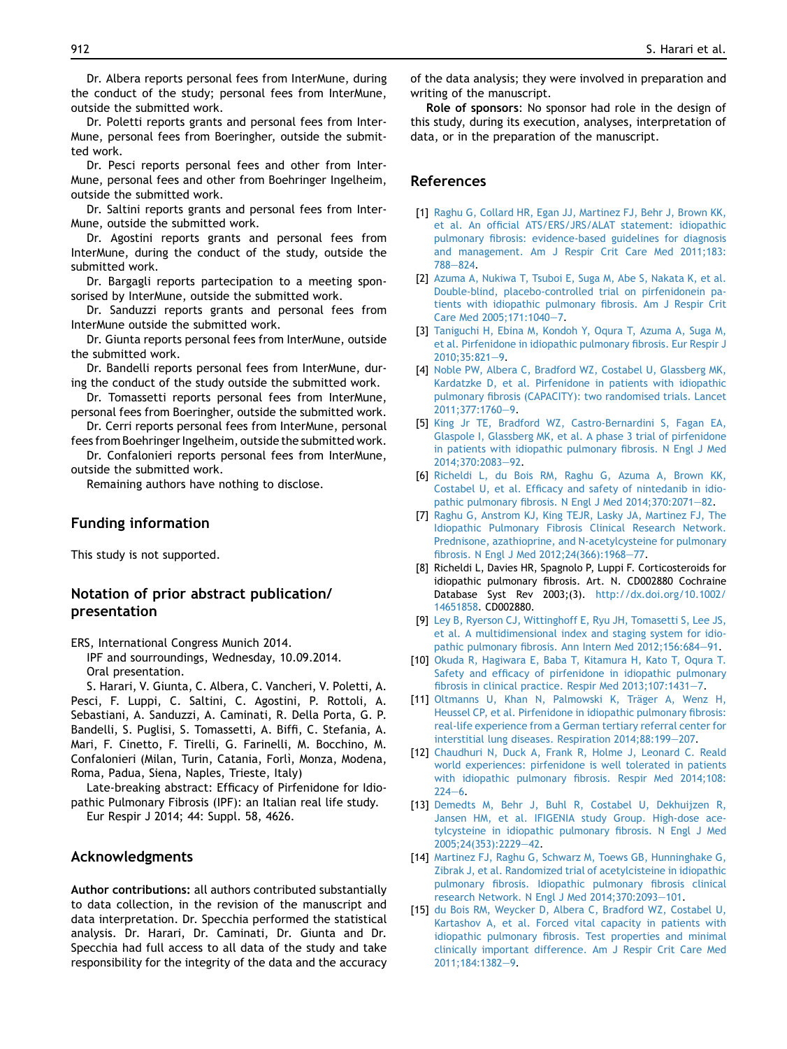Dr. Albera reports personal fees from InterMune, during the conduct of the study; personal fees from InterMune, outside the submitted work.

Dr. Poletti reports grants and personal fees from InterMune, personal fees from Boeringher, outside the submitted work.

Dr. Pesci reports personal fees and other from InterMune, personal fees and other from Boehringer Ingelheim, outside the submitted work.

Dr. Saltini reports grants and personal fees from InterMune, outside the submitted work.

Dr. Agostini reports grants and personal fees from InterMune, during the conduct of the study, outside the submitted work.

Dr. Bargagli reports partecipation to a meeting sponsorised by InterMune, outside the submitted work.

Dr. Sanduzzi reports grants and personal fees from InterMune outside the submitted work.

Dr. Giunta reports personal fees from InterMune, outside the submitted work.

Dr. Bandelli reports personal fees from InterMune, during the conduct of the study outside the submitted work.

Dr. Tomassetti reports personal fees from InterMune, personal fees from Boeringher, outside the submitted work.

Dr. Cerri reports personal fees from InterMune, personal fees from Boehringer Ingelheim, outside the submitted work.

Dr. Confalonieri reports personal fees from InterMune, outside the submitted work.

Remaining authors have nothing to disclose.

## Funding information

This study is not supported.

## Notation of prior abstract publication/presentation

ERS, International Congress Munich 2014.

IPF and sourroundings, Wednesday, 10.09.2014.

Oral presentation.

S. Harari, V. Giunta, C. Albera, C. Vancheri, V. Poletti, A. Pesci, F. Luppi, C. Saltini, C. Agostini, P. Rottoli, A. Sebastiani, A. Sanduzzi, A. Caminati, R. Della Porta, G. P. Bandelli, S. Puglisi, S. Tomassetti, A. Biffi, C. Stefania, A. Mari, F. Cinetto, F. Tirelli, G. Farinelli, M. Bocchino, M. Confalonieri (Milan, Turin, Catania, Forlì, Monza, Modena, Roma, Padua, Siena, Naples, Trieste, Italy)

Late-breaking abstract: Efficacy of Pirfenidone for Idiopathic Pulmonary Fibrosis (IPF): an Italian real life study.

Eur Respir J 2014; 44: Suppl. 58, 4626.

## Acknowledgments

**Author contributions:** all authors contributed substantially to data collection, in the revision of the manuscript and data interpretation. Dr. Specchia performed the statistical analysis. Dr. Harari, Dr. Caminati, Dr. Giunta and Dr. Specchia had full access to all data of the study and take responsibility for the integrity of the data and the accuracy of the data analysis; they were involved in preparation and writing of the manuscript.

**Role of sponsors**: No sponsor had role in the design of this study, during its execution, analyses, interpretation of data, or in the preparation of the manuscript.

## References

[1] Raghu G, Collard HR, Egan JJ, Martinez FJ, Behr J, Brown KK, et al. An official ATS/ERS/JRS/ALAT statement: idiopathic pulmonary fibrosis: evidence-based guidelines for diagnosis and management. Am J Respir Crit Care Med 2011;183:788—824.

[2] Azuma A, Nukiwa T, Tsuboi E, Suga M, Abe S, Nakata K, et al. Double-blind, placebo-controlled trial on pirfenidonein patients with idiopathic pulmonary fibrosis. Am J Respir Crit Care Med 2005;171:1040—7.

[3] Taniguchi H, Ebina M, Kondoh Y, Oqura T, Azuma A, Suga M, et al. Pirfenidone in idiopathic pulmonary fibrosis. Eur Respir J 2010;35:821—9.

[4] Noble PW, Albera C, Bradford WZ, Costabel U, Glassberg MK, Kardatzke D, et al. Pirfenidone in patients with idiopathic pulmonary fibrosis (CAPACITY): two randomised trials. Lancet 2011;377:1760—9.

[5] King Jr TE, Bradford WZ, Castro-Bernardini S, Fagan EA, Glaspole I, Glassberg MK, et al. A phase 3 trial of pirfenidone in patients with idiopathic pulmonary fibrosis. N Engl J Med 2014;370:2083—92.

[6] Richeldi L, du Bois RM, Raghu G, Azuma A, Brown KK, Costabel U, et al. Efficacy and safety of nintedanib in idiopathic pulmonary fibrosis. N Engl J Med 2014;370:2071—82.

[7] Raghu G, Anstrom KJ, King TEJR, Lasky JA, Martinez FJ, The Idiopathic Pulmonary Fibrosis Clinical Research Network. Prednisone, azathioprine, and N-acetylcysteine for pulmonary fibrosis. N Engl J Med 2012;24(366):1968—77.

[8] Richeldi L, Davies HR, Spagnolo P, Luppi F. Corticosteroids for idiopathic pulmonary fibrosis. Art. N. CD002880 Cochraine Database Syst Rev 2003;(3). http://dx.doi.org/10.1002/14651858. CD002880.

[9] Ley B, Ryerson CJ, Wittinghoff E, Ryu JH, Tomasetti S, Lee JS, et al. A multidimensional index and staging system for idiopathic pulmonary fibrosis. Ann Intern Med 2012;156:684—91.

[10] Okuda R, Hagiwara E, Baba T, Kitamura H, Kato T, Oqura T. Safety and efficacy of pirfenidone in idiopathic pulmonary fibrosis in clinical practice. Respir Med 2013;107:1431—7.

[11] Oltmanns U, Khan N, Palmowski K, Träger A, Wenz H, Heussel CP, et al. Pirfenidone in idiopathic pulmonary fibrosis: real-life experience from a German tertiary referral center for interstitial lung diseases. Respiration 2014;88:199—207.

[12] Chaudhuri N, Duck A, Frank R, Holme J, Leonard C. Reald world experiences: pirfenidone is well tolerated in patients with idiopathic pulmonary fibrosis. Respir Med 2014;108:224—6.

[13] Demedts M, Behr J, Buhl R, Costabel U, Dekhuijzen R, Jansen HM, et al. IFIGENIA study Group. High-dose acetylcysteine in idiopathic pulmonary fibrosis. N Engl J Med 2005;24(353):2229—42.

[14] Martinez FJ, Raghu G, Schwarz M, Toews GB, Hunninghake G, Zibrak J, et al. Randomized trial of acetylcisteine in idiopathic pulmonary fibrosis. Idiopathic pulmonary fibrosis clinical research Network. N Engl J Med 2014;370:2093—101.

[15] du Bois RM, Weycker D, Albera C, Bradford WZ, Costabel U, Kartashov A, et al. Forced vital capacity in patients with idiopathic pulmonary fibrosis. Test properties and minimal clinically important difference. Am J Respir Crit Care Med 2011;184:1382—9.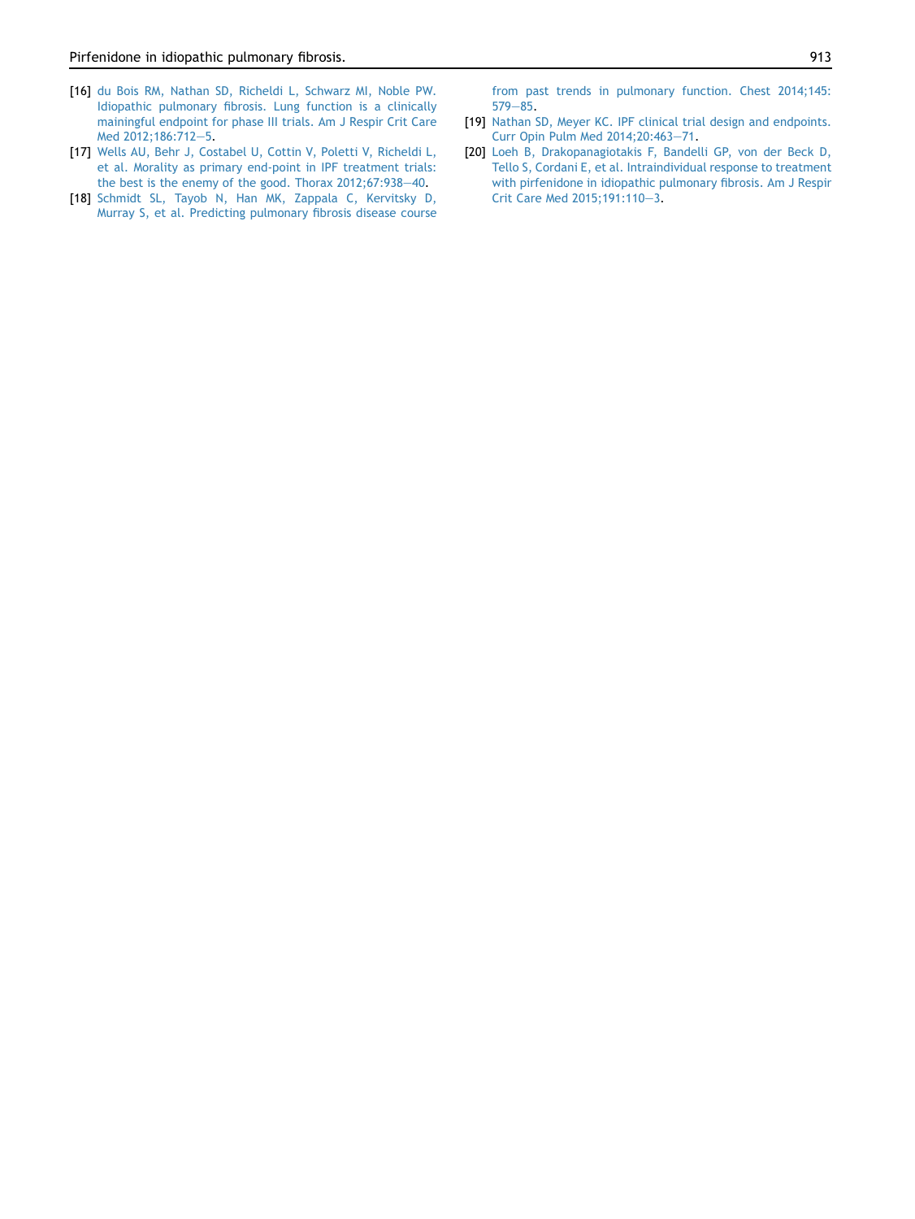[16] du Bois RM, Nathan SD, Richeldi L, Schwarz MI, Noble PW. Idiopathic pulmonary fibrosis. Lung function is a clinically mainingful endpoint for phase III trials. Am J Respir Crit Care Med 2012;186:712—5.

[17] Wells AU, Behr J, Costabel U, Cottin V, Poletti V, Richeldi L, et al. Morality as primary end-point in IPF treatment trials: the best is the enemy of the good. Thorax 2012;67:938—40.

[18] Schmidt SL, Tayob N, Han MK, Zappala C, Kervitsky D, Murray S, et al. Predicting pulmonary fibrosis disease course from past trends in pulmonary function. Chest 2014;145:579—85.

[19] Nathan SD, Meyer KC. IPF clinical trial design and endpoints. Curr Opin Pulm Med 2014;20:463—71.

[20] Loeh B, Drakopanagiotakis F, Bandelli GP, von der Beck D, Tello S, Cordani E, et al. Intraindividual response to treatment with pirfenidone in idiopathic pulmonary fibrosis. Am J Respir Crit Care Med 2015;191:110—3.